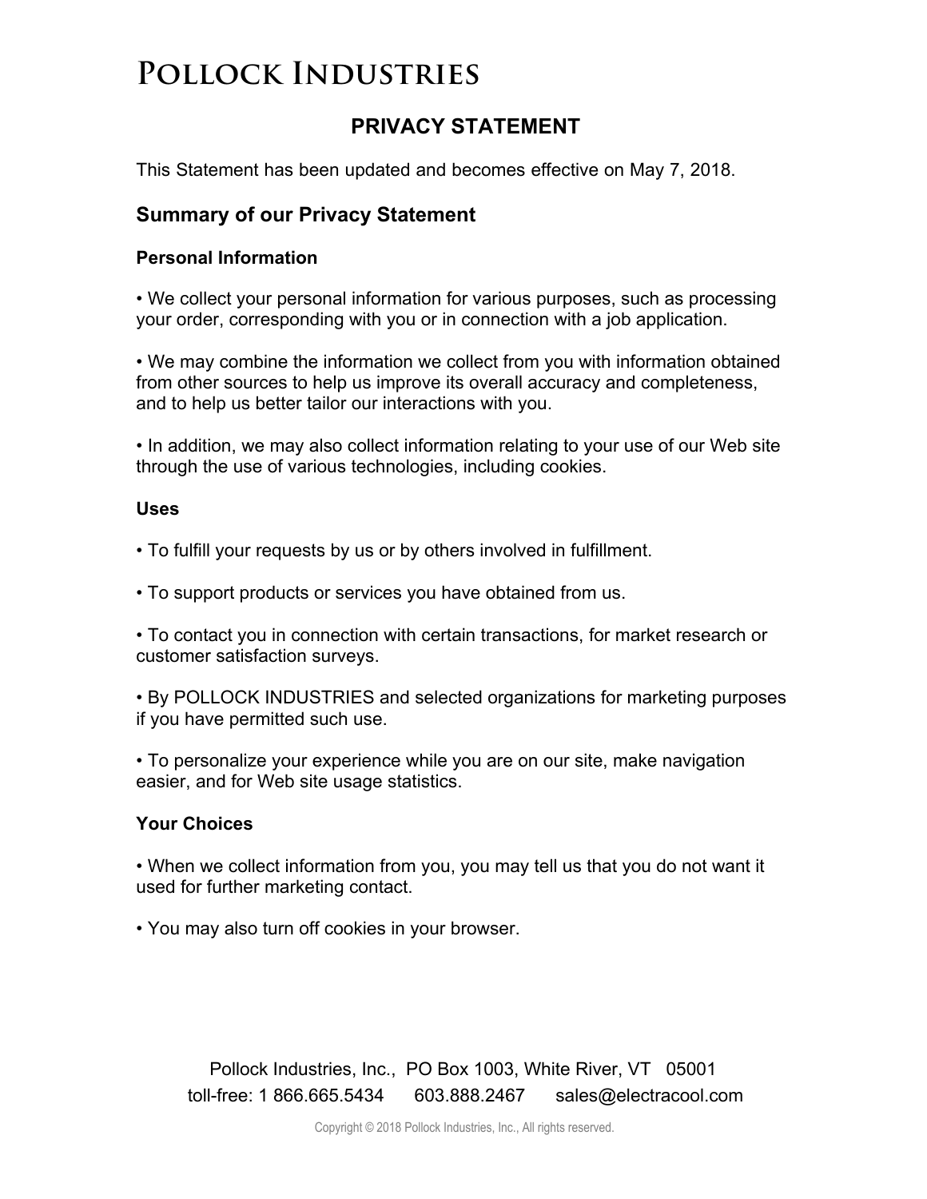# POLLOCK INDUSTRIES

## PRIVACY STATEMENT

This Statement has been updated and becomes effective on May 7, 2018.

### Summary of our Privacy Statement

#### Personal Information

• We collect your personal information for various purposes, such as processing your order, corresponding with you or in connection with a job application.

• We may combine the information we collect from you with information obtained from other sources to help us improve its overall accuracy and completeness, and to help us better tailor our interactions with you.

• In addition, we may also collect information relating to your use of our Web site through the use of various technologies, including cookies.

#### Uses

• To fulfill your requests by us or by others involved in fulfillment.

• To support products or services you have obtained from us.

• To contact you in connection with certain transactions, for market research or customer satisfaction surveys.

• By POLLOCK INDUSTRIES and selected organizations for marketing purposes if you have permitted such use.

• To personalize your experience while you are on our site, make navigation easier, and for Web site usage statistics.

#### Your Choices

• When we collect information from you, you may tell us that you do not want it used for further marketing contact.

• You may also turn off cookies in your browser.

Pollock Industries, Inc., PO Box 1003, White River, VT 05001
toll-free: 1 866.665.5434 603.888.2467 sales@electracool.com

Copyright © 2018 Pollock Industries, Inc., All rights reserved.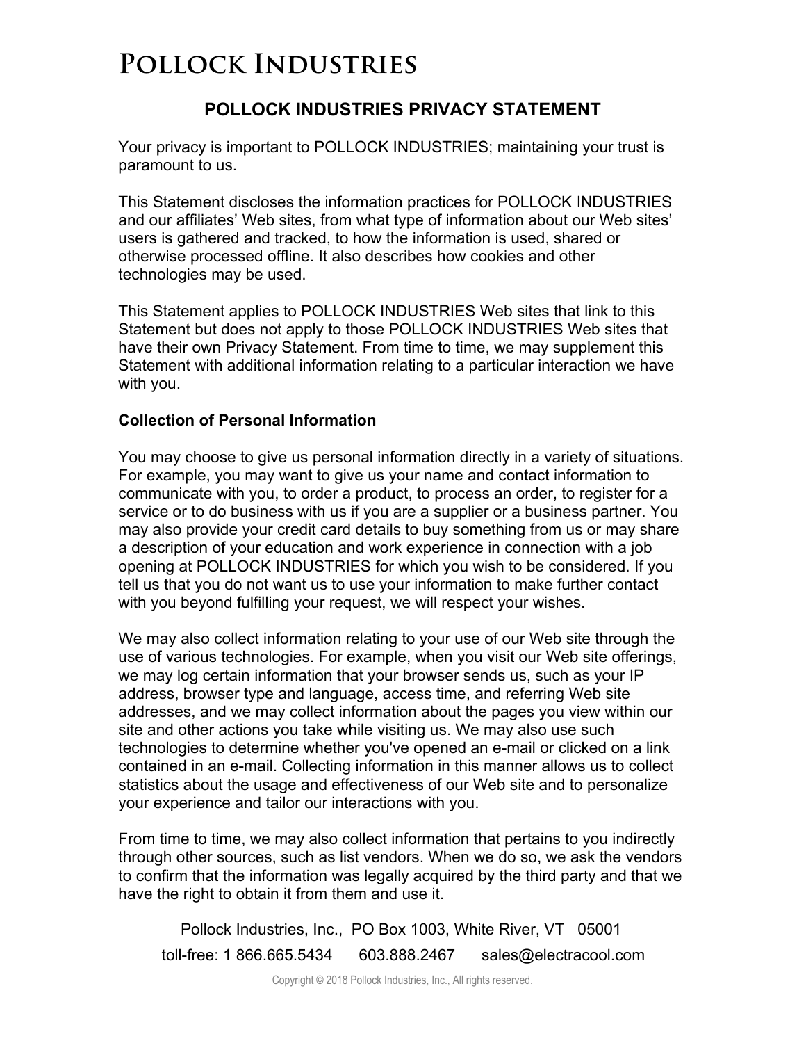# POLLOCK INDUSTRIES PRIVACY STATEMENT

Your privacy is important to POLLOCK INDUSTRIES; maintaining your trust is paramount to us.

This Statement discloses the information practices for POLLOCK INDUSTRIES and our affiliates' Web sites, from what type of information about our Web sites' users is gathered and tracked, to how the information is used, shared or otherwise processed offline. It also describes how cookies and other technologies may be used.

This Statement applies to POLLOCK INDUSTRIES Web sites that link to this Statement but does not apply to those POLLOCK INDUSTRIES Web sites that have their own Privacy Statement. From time to time, we may supplement this Statement with additional information relating to a particular interaction we have with you.

**Collection of Personal Information**

You may choose to give us personal information directly in a variety of situations. For example, you may want to give us your name and contact information to communicate with you, to order a product, to process an order, to register for a service or to do business with us if you are a supplier or a business partner. You may also provide your credit card details to buy something from us or may share a description of your education and work experience in connection with a job opening at POLLOCK INDUSTRIES for which you wish to be considered. If you tell us that you do not want us to use your information to make further contact with you beyond fulfilling your request, we will respect your wishes.

We may also collect information relating to your use of our Web site through the use of various technologies. For example, when you visit our Web site offerings, we may log certain information that your browser sends us, such as your IP address, browser type and language, access time, and referring Web site addresses, and we may collect information about the pages you view within our site and other actions you take while visiting us. We may also use such technologies to determine whether you've opened an e-mail or clicked on a link contained in an e-mail. Collecting information in this manner allows us to collect statistics about the usage and effectiveness of our Web site and to personalize your experience and tailor our interactions with you.

From time to time, we may also collect information that pertains to you indirectly through other sources, such as list vendors. When we do so, we ask the vendors to confirm that the information was legally acquired by the third party and that we have the right to obtain it from them and use it.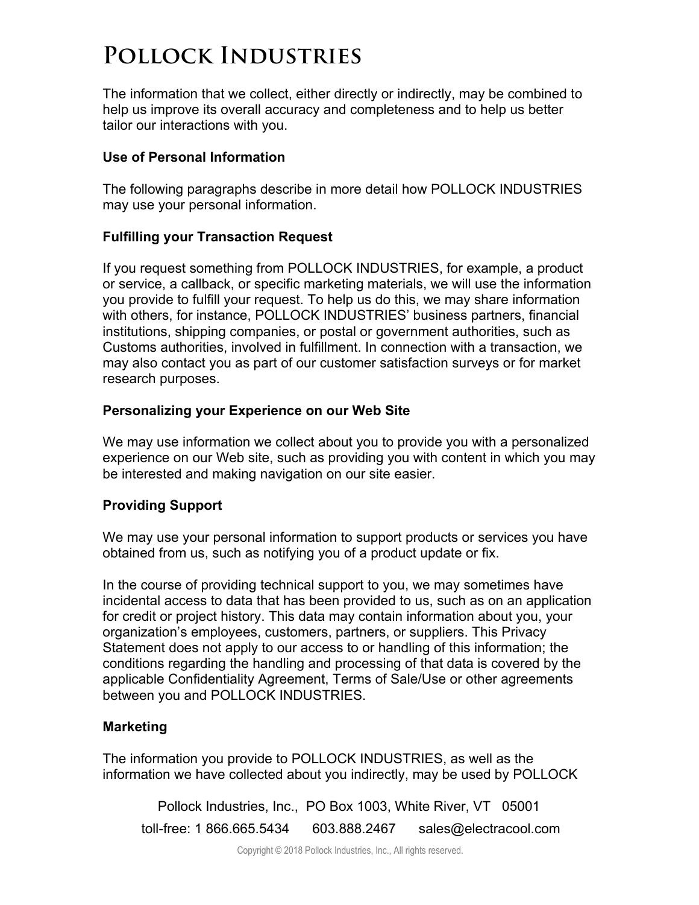The information that we collect, either directly or indirectly, may be combined to help us improve its overall accuracy and completeness and to help us better tailor our interactions with you.

**Use of Personal Information**

The following paragraphs describe in more detail how POLLOCK INDUSTRIES may use your personal information.

**Fulfilling your Transaction Request**

If you request something from POLLOCK INDUSTRIES, for example, a product or service, a callback, or specific marketing materials, we will use the information you provide to fulfill your request. To help us do this, we may share information with others, for instance, POLLOCK INDUSTRIES' business partners, financial institutions, shipping companies, or postal or government authorities, such as Customs authorities, involved in fulfillment. In connection with a transaction, we may also contact you as part of our customer satisfaction surveys or for market research purposes.

**Personalizing your Experience on our Web Site**

We may use information we collect about you to provide you with a personalized experience on our Web site, such as providing you with content in which you may be interested and making navigation on our site easier.

**Providing Support**

We may use your personal information to support products or services you have obtained from us, such as notifying you of a product update or fix.

In the course of providing technical support to you, we may sometimes have incidental access to data that has been provided to us, such as on an application for credit or project history. This data may contain information about you, your organization's employees, customers, partners, or suppliers. This Privacy Statement does not apply to our access to or handling of this information; the conditions regarding the handling and processing of that data is covered by the applicable Confidentiality Agreement, Terms of Sale/Use or other agreements between you and POLLOCK INDUSTRIES.

**Marketing**

The information you provide to POLLOCK INDUSTRIES, as well as the information we have collected about you indirectly, may be used by POLLOCK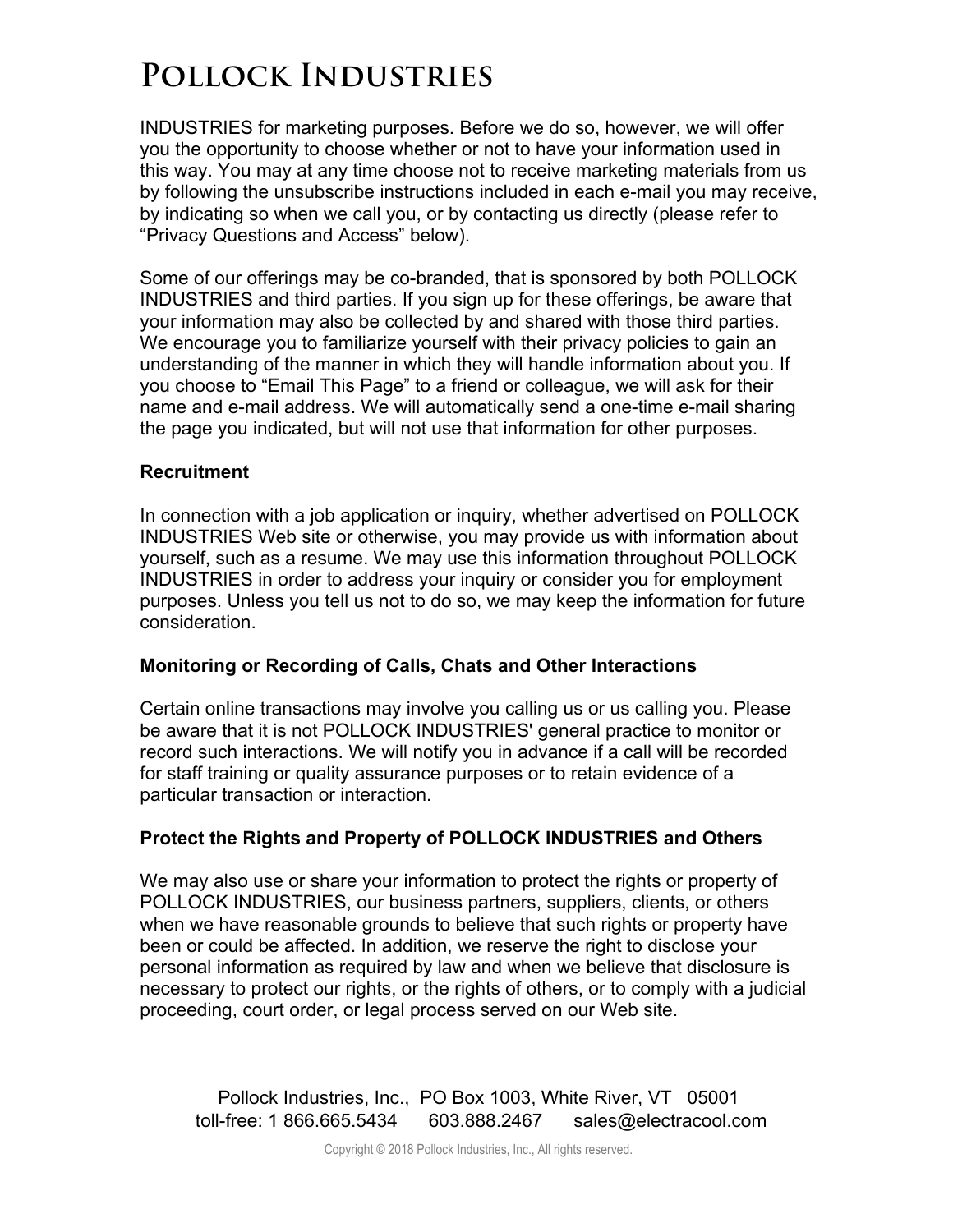INDUSTRIES for marketing purposes. Before we do so, however, we will offer you the opportunity to choose whether or not to have your information used in this way. You may at any time choose not to receive marketing materials from us by following the unsubscribe instructions included in each e-mail you may receive, by indicating so when we call you, or by contacting us directly (please refer to "Privacy Questions and Access" below).

Some of our offerings may be co-branded, that is sponsored by both POLLOCK INDUSTRIES and third parties. If you sign up for these offerings, be aware that your information may also be collected by and shared with those third parties. We encourage you to familiarize yourself with their privacy policies to gain an understanding of the manner in which they will handle information about you. If you choose to "Email This Page" to a friend or colleague, we will ask for their name and e-mail address. We will automatically send a one-time e-mail sharing the page you indicated, but will not use that information for other purposes.

**Recruitment**

In connection with a job application or inquiry, whether advertised on POLLOCK INDUSTRIES Web site or otherwise, you may provide us with information about yourself, such as a resume. We may use this information throughout POLLOCK INDUSTRIES in order to address your inquiry or consider you for employment purposes. Unless you tell us not to do so, we may keep the information for future consideration.

**Monitoring or Recording of Calls, Chats and Other Interactions**

Certain online transactions may involve you calling us or us calling you. Please be aware that it is not POLLOCK INDUSTRIES' general practice to monitor or record such interactions. We will notify you in advance if a call will be recorded for staff training or quality assurance purposes or to retain evidence of a particular transaction or interaction.

**Protect the Rights and Property of POLLOCK INDUSTRIES and Others**

We may also use or share your information to protect the rights or property of POLLOCK INDUSTRIES, our business partners, suppliers, clients, or others when we have reasonable grounds to believe that such rights or property have been or could be affected. In addition, we reserve the right to disclose your personal information as required by law and when we believe that disclosure is necessary to protect our rights, or the rights of others, or to comply with a judicial proceeding, court order, or legal process served on our Web site.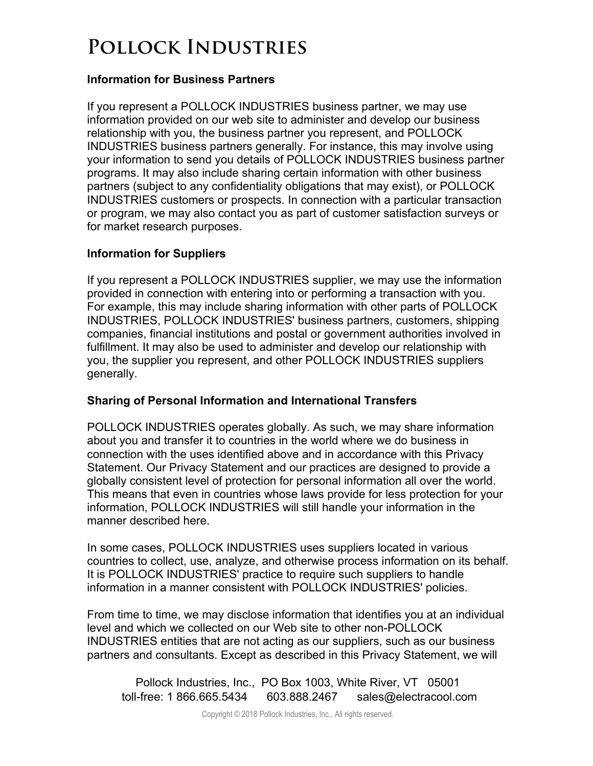## Information for Business Partners

If you represent a POLLOCK INDUSTRIES business partner, we may use information provided on our web site to administer and develop our business relationship with you, the business partner you represent, and POLLOCK INDUSTRIES business partners generally. For instance, this may involve using your information to send you details of POLLOCK INDUSTRIES business partner programs. It may also include sharing certain information with other business partners (subject to any confidentiality obligations that may exist), or POLLOCK INDUSTRIES customers or prospects. In connection with a particular transaction or program, we may also contact you as part of customer satisfaction surveys or for market research purposes.

## Information for Suppliers

If you represent a POLLOCK INDUSTRIES supplier, we may use the information provided in connection with entering into or performing a transaction with you. For example, this may include sharing information with other parts of POLLOCK INDUSTRIES, POLLOCK INDUSTRIES' business partners, customers, shipping companies, financial institutions and postal or government authorities involved in fulfillment. It may also be used to administer and develop our relationship with you, the supplier you represent, and other POLLOCK INDUSTRIES suppliers generally.

## Sharing of Personal Information and International Transfers

POLLOCK INDUSTRIES operates globally. As such, we may share information about you and transfer it to countries in the world where we do business in connection with the uses identified above and in accordance with this Privacy Statement. Our Privacy Statement and our practices are designed to provide a globally consistent level of protection for personal information all over the world. This means that even in countries whose laws provide for less protection for your information, POLLOCK INDUSTRIES will still handle your information in the manner described here.

In some cases, POLLOCK INDUSTRIES uses suppliers located in various countries to collect, use, analyze, and otherwise process information on its behalf. It is POLLOCK INDUSTRIES' practice to require such suppliers to handle information in a manner consistent with POLLOCK INDUSTRIES' policies.

From time to time, we may disclose information that identifies you at an individual level and which we collected on our Web site to other non-POLLOCK INDUSTRIES entities that are not acting as our suppliers, such as our business partners and consultants. Except as described in this Privacy Statement, we will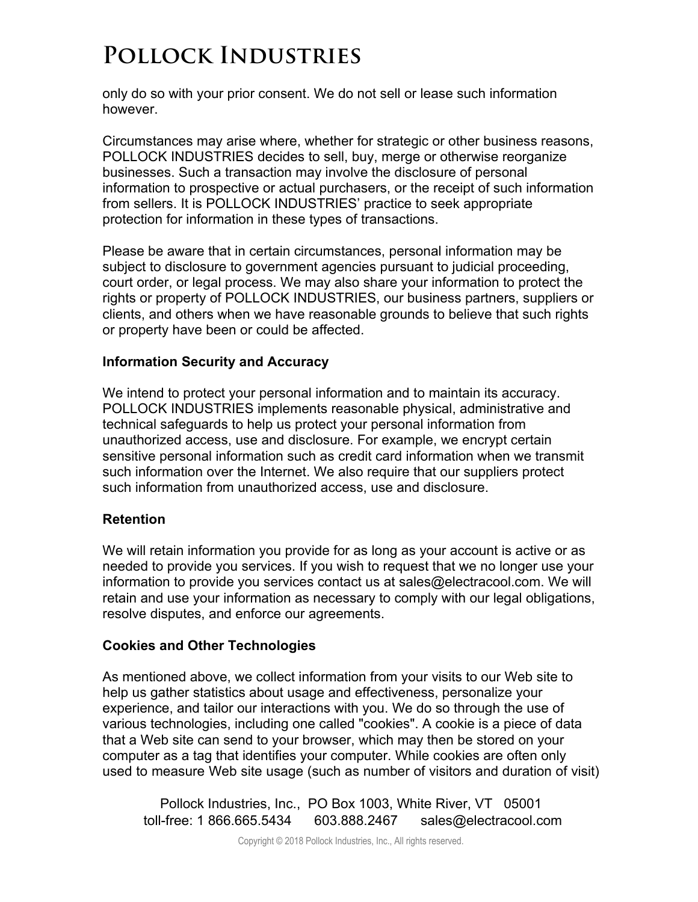only do so with your prior consent. We do not sell or lease such information however.

Circumstances may arise where, whether for strategic or other business reasons, POLLOCK INDUSTRIES decides to sell, buy, merge or otherwise reorganize businesses. Such a transaction may involve the disclosure of personal information to prospective or actual purchasers, or the receipt of such information from sellers. It is POLLOCK INDUSTRIES' practice to seek appropriate protection for information in these types of transactions.

Please be aware that in certain circumstances, personal information may be subject to disclosure to government agencies pursuant to judicial proceeding, court order, or legal process. We may also share your information to protect the rights or property of POLLOCK INDUSTRIES, our business partners, suppliers or clients, and others when we have reasonable grounds to believe that such rights or property have been or could be affected.

**Information Security and Accuracy**

We intend to protect your personal information and to maintain its accuracy. POLLOCK INDUSTRIES implements reasonable physical, administrative and technical safeguards to help us protect your personal information from unauthorized access, use and disclosure. For example, we encrypt certain sensitive personal information such as credit card information when we transmit such information over the Internet. We also require that our suppliers protect such information from unauthorized access, use and disclosure.

**Retention**

We will retain information you provide for as long as your account is active or as needed to provide you services. If you wish to request that we no longer use your information to provide you services contact us at sales@electracool.com. We will retain and use your information as necessary to comply with our legal obligations, resolve disputes, and enforce our agreements.

**Cookies and Other Technologies**

As mentioned above, we collect information from your visits to our Web site to help us gather statistics about usage and effectiveness, personalize your experience, and tailor our interactions with you. We do so through the use of various technologies, including one called "cookies". A cookie is a piece of data that a Web site can send to your browser, which may then be stored on your computer as a tag that identifies your computer. While cookies are often only used to measure Web site usage (such as number of visitors and duration of visit)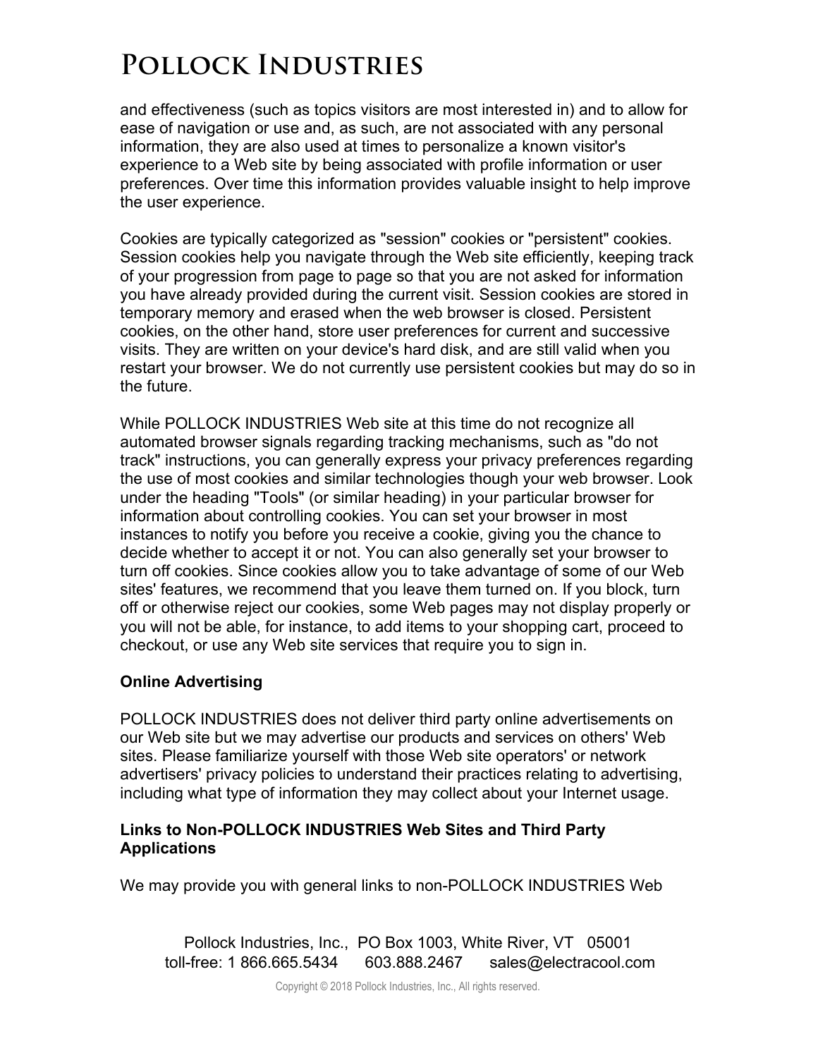and effectiveness (such as topics visitors are most interested in) and to allow for ease of navigation or use and, as such, are not associated with any personal information, they are also used at times to personalize a known visitor's experience to a Web site by being associated with profile information or user preferences. Over time this information provides valuable insight to help improve the user experience.

Cookies are typically categorized as "session" cookies or "persistent" cookies. Session cookies help you navigate through the Web site efficiently, keeping track of your progression from page to page so that you are not asked for information you have already provided during the current visit. Session cookies are stored in temporary memory and erased when the web browser is closed. Persistent cookies, on the other hand, store user preferences for current and successive visits. They are written on your device's hard disk, and are still valid when you restart your browser. We do not currently use persistent cookies but may do so in the future.

While POLLOCK INDUSTRIES Web site at this time do not recognize all automated browser signals regarding tracking mechanisms, such as "do not track" instructions, you can generally express your privacy preferences regarding the use of most cookies and similar technologies though your web browser. Look under the heading "Tools" (or similar heading) in your particular browser for information about controlling cookies. You can set your browser in most instances to notify you before you receive a cookie, giving you the chance to decide whether to accept it or not. You can also generally set your browser to turn off cookies. Since cookies allow you to take advantage of some of our Web sites' features, we recommend that you leave them turned on. If you block, turn off or otherwise reject our cookies, some Web pages may not display properly or you will not be able, for instance, to add items to your shopping cart, proceed to checkout, or use any Web site services that require you to sign in.

**Online Advertising**

POLLOCK INDUSTRIES does not deliver third party online advertisements on our Web site but we may advertise our products and services on others' Web sites. Please familiarize yourself with those Web site operators' or network advertisers' privacy policies to understand their practices relating to advertising, including what type of information they may collect about your Internet usage.

**Links to Non-POLLOCK INDUSTRIES Web Sites and Third Party Applications**

We may provide you with general links to non-POLLOCK INDUSTRIES Web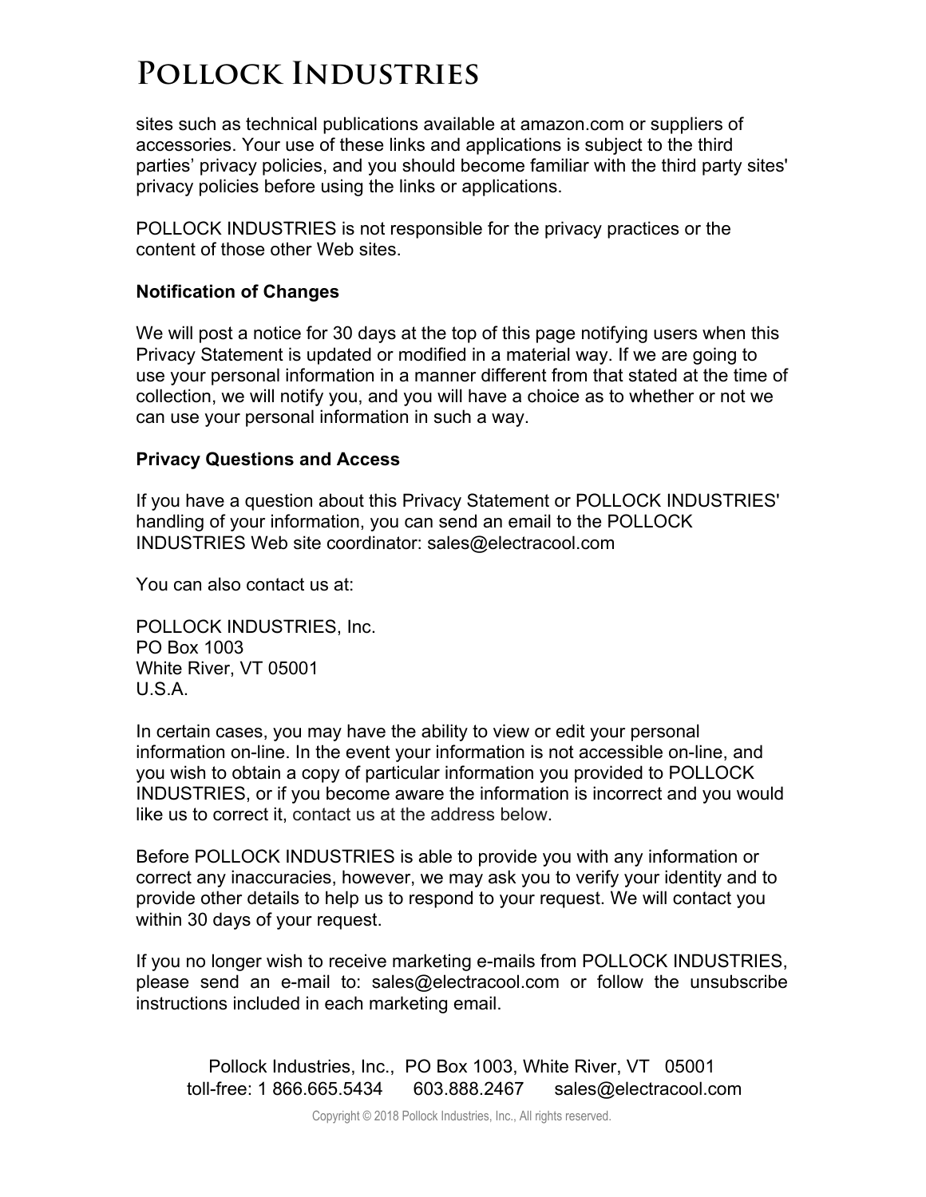sites such as technical publications available at amazon.com or suppliers of accessories. Your use of these links and applications is subject to the third parties' privacy policies, and you should become familiar with the third party sites' privacy policies before using the links or applications.

POLLOCK INDUSTRIES is not responsible for the privacy practices or the content of those other Web sites.

**Notification of Changes**

We will post a notice for 30 days at the top of this page notifying users when this Privacy Statement is updated or modified in a material way. If we are going to use your personal information in a manner different from that stated at the time of collection, we will notify you, and you will have a choice as to whether or not we can use your personal information in such a way.

**Privacy Questions and Access**

If you have a question about this Privacy Statement or POLLOCK INDUSTRIES' handling of your information, you can send an email to the POLLOCK INDUSTRIES Web site coordinator: sales@electracool.com

You can also contact us at:

POLLOCK INDUSTRIES, Inc.
PO Box 1003
White River, VT 05001
U.S.A.

In certain cases, you may have the ability to view or edit your personal information on-line. In the event your information is not accessible on-line, and you wish to obtain a copy of particular information you provided to POLLOCK INDUSTRIES, or if you become aware the information is incorrect and you would like us to correct it, contact us at the address below.

Before POLLOCK INDUSTRIES is able to provide you with any information or correct any inaccuracies, however, we may ask you to verify your identity and to provide other details to help us to respond to your request. We will contact you within 30 days of your request.

If you no longer wish to receive marketing e-mails from POLLOCK INDUSTRIES, please send an e-mail to: sales@electracool.com or follow the unsubscribe instructions included in each marketing email.